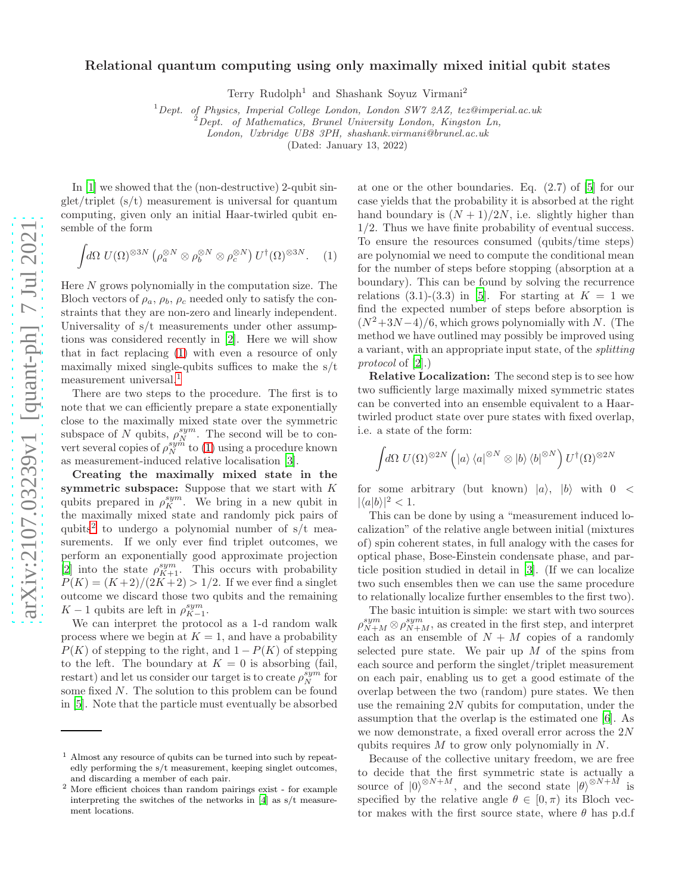# Relational quantum computing using only maximally mixed initial qubit states

Terry Rudolph[1] and Shashank Soyuz Virmani[2]

[1] *Dept. of Physics, Imperial College London, London SW7 2AZ, tez@imperial.ac.uk*
[2] *Dept. of Mathematics, Brunel University London, Kingston Ln, London, Uxbridge UB8 3PH, shashank.virmani@brunel.ac.uk*

(Dated: January 13, 2022)

In [1] we showed that the (non-destructive) 2-qubit singlet/triplet (s/t) measurement is universal for quantum computing, given only an initial Haar-twirled qubit ensemble of the form

$$\int d\Omega \; U(\Omega)^{\otimes 3N}\left(\rho_a^{\otimes N}\otimes\rho_b^{\otimes N}\otimes\rho_c^{\otimes N}\right)U^\dagger(\Omega)^{\otimes 3N}. \quad (1)$$

Here $N$ grows polynomially in the computation size. The Bloch vectors of $\rho_a$, $\rho_b$, $\rho_c$ needed only to satisfy the constraints that they are non-zero and linearly independent. Universality of s/t measurements under other assumptions was considered recently in [2]. Here we will show that in fact replacing (1) with even a resource of only maximally mixed single-qubits suffices to make the s/t measurement universal.[1]

There are two steps to the procedure. The first is to note that we can efficiently prepare a state exponentially close to the maximally mixed state over the symmetric subspace of $N$ qubits, $\rho_N^{sym}$. The second will be to convert several copies of $\rho_N^{sym}$ to (1) using a procedure known as measurement-induced relative localisation [3].

**Creating the maximally mixed state in the symmetric subspace:** Suppose that we start with $K$ qubits prepared in $\rho_K^{sym}$. We bring in a new qubit in the maximally mixed state and randomly pick pairs of qubits[2] to undergo a polynomial number of s/t measurements. If we only ever find triplet outcomes, we perform an exponentially good approximate projection [2] into the state $\rho_{K+1}^{sym}$. This occurs with probability $P(K) = (K+2)/(2K+2) > 1/2$. If we ever find a singlet outcome we discard those two qubits and the remaining $K-1$ qubits are left in $\rho_{K-1}^{sym}$.

We can interpret the protocol as a 1-d random walk process where we begin at $K = 1$, and have a probability $P(K)$ of stepping to the right, and $1 - P(K)$ of stepping to the left. The boundary at $K = 0$ is absorbing (fail, restart) and let us consider our target is to create $\rho_N^{sym}$ for some fixed $N$. The solution to this problem can be found in [5]. Note that the particle must eventually be absorbed at one or the other boundaries. Eq. (2.7) of [5] for our case yields that the probability it is absorbed at the right hand boundary is $(N + 1)/2N$, i.e. slightly higher than 1/2. Thus we have finite probability of eventual success. To ensure the resources consumed (qubits/time steps) are polynomial we need to compute the conditional mean for the number of steps before stopping (absorption at a boundary). This can be found by solving the recurrence relations (3.1)-(3.3) in [5]. For starting at $K = 1$ we find the expected number of steps before absorption is $(N^2+3N-4)/6$, which grows polynomially with $N$. (The method we have outlined may possibly be improved using a variant, with an appropriate input state, of the *splitting protocol* of [2].)

**Relative Localization:** The second step is to see how two sufficiently large maximally mixed symmetric states can be converted into an ensemble equivalent to a Haar-twirled product state over pure states with fixed overlap, i.e. a state of the form:

$$\int d\Omega \; U(\Omega)^{\otimes 2N}\left(|a\rangle\langle a|^{\otimes N}\otimes|b\rangle\langle b|^{\otimes N}\right)U^\dagger(\Omega)^{\otimes 2N}$$

for some arbitrary (but known) $|a\rangle$, $|b\rangle$ with $0 < |\langle a|b\rangle|^2 < 1$.

This can be done by using a "measurement induced localization" of the relative angle between initial (mixtures of) spin coherent states, in full analogy with the cases for optical phase, Bose-Einstein condensate phase, and particle position studied in detail in [3]. (If we can localize two such ensembles then we can use the same procedure to relationally localize further ensembles to the first two).

The basic intuition is simple: we start with two sources $\rho_{N+M}^{sym}\otimes\rho_{N+M}^{sym}$, as created in the first step, and interpret each as an ensemble of $N+M$ copies of a randomly selected pure state. We pair up $M$ of the spins from each source and perform the singlet/triplet measurement on each pair, enabling us to get a good estimate of the overlap between the two (random) pure states. We then use the remaining $2N$ qubits for computation, under the assumption that the overlap is the estimated one [6]. As we now demonstrate, a fixed overall error across the $2N$ qubits requires $M$ to grow only polynomially in $N$.

Because of the collective unitary freedom, we are free to decide that the first symmetric state is actually a source of $|0\rangle^{\otimes N+M}$, and the second state $|\theta\rangle^{\otimes N+M}$ is specified by the relative angle $\theta \in [0, \pi)$ its Bloch vector makes with the first source state, where $\theta$ has p.d.f

---

[1] Almost any resource of qubits can be turned into such by repeatedly performing the s/t measurement, keeping singlet outcomes, and discarding a member of each pair.

[2] More efficient choices than random pairings exist - for example interpreting the switches of the networks in [4] as s/t measurement locations.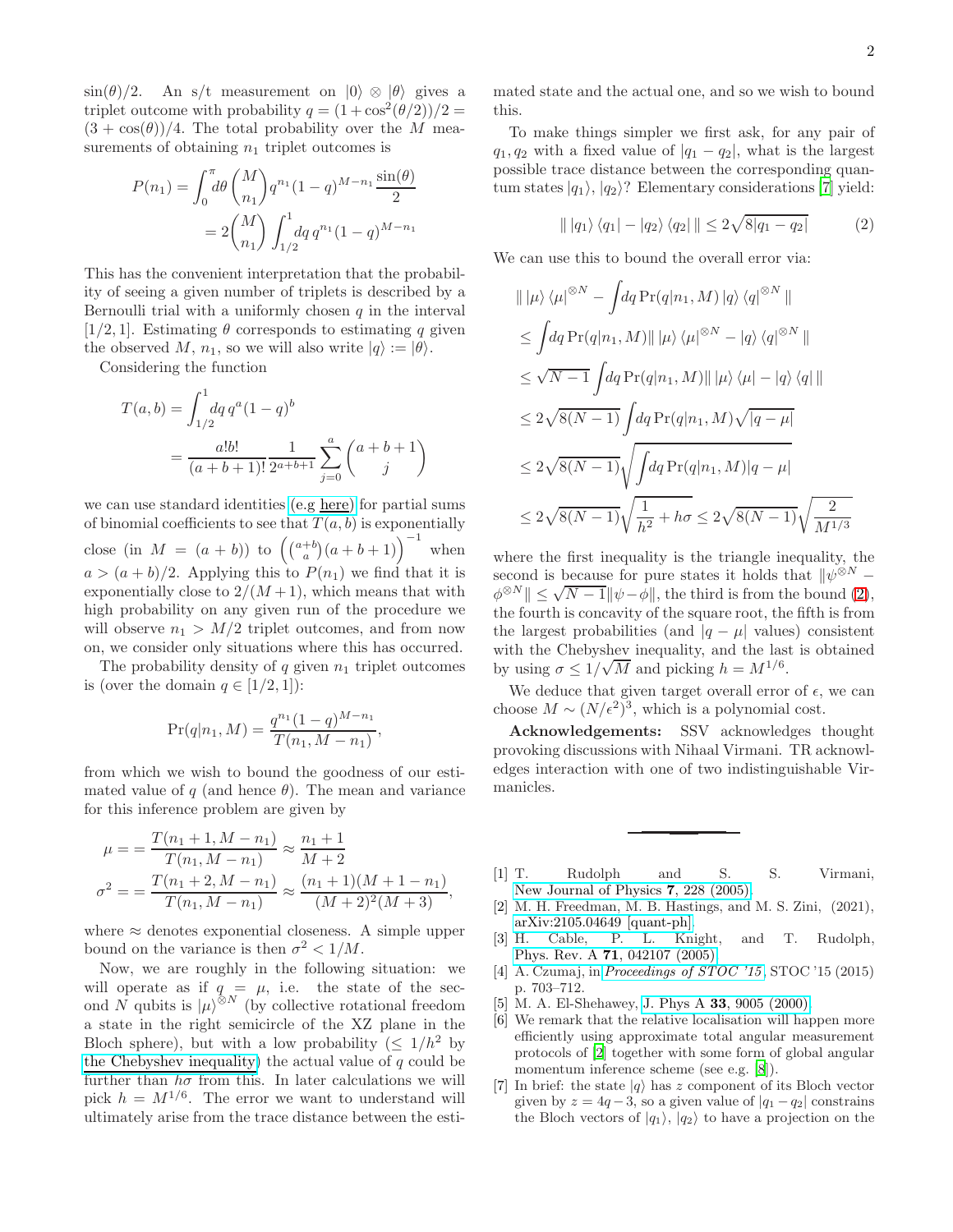$\sin(\theta)/2$. An s/t measurement on $|0\rangle \otimes |\theta\rangle$ gives a triplet outcome with probability $q = (1+\cos^2(\theta/2))/2 = (3+\cos(\theta))/4$. The total probability over the $M$ measurements of obtaining $n_1$ triplet outcomes is

$$
\begin{aligned}
P(n_1) &= \int_0^\pi d\theta \binom{M}{n_1} q^{n_1}(1-q)^{M-n_1}\frac{\sin(\theta)}{2} \\
&= 2\binom{M}{n_1}\int_{1/2}^1 dq\, q^{n_1}(1-q)^{M-n_1}
\end{aligned}
$$

This has the convenient interpretation that the probability of seeing a given number of triplets is described by a Bernoulli trial with a uniformly chosen $q$ in the interval $[1/2, 1]$. Estimating $\theta$ corresponds to estimating $q$ given the observed $M$, $n_1$, so we will also write $|q\rangle := |\theta\rangle$.

Considering the function

$$
\begin{aligned}
T(a,b) &= \int_{1/2}^1 dq\, q^a(1-q)^b \\
&= \frac{a!b!}{(a+b+1)!}\frac{1}{2^{a+b+1}}\sum_{j=0}^{a}\binom{a+b+1}{j}
\end{aligned}
$$

we can use standard identities (e.g here) for partial sums of binomial coefficients to see that $T(a,b)$ is exponentially close (in $M = (a+b)$) to $\left(\binom{a+b}{a}(a+b+1)\right)^{-1}$ when $a > (a+b)/2$. Applying this to $P(n_1)$ we find that it is exponentially close to $2/(M+1)$, which means that with high probability on any given run of the procedure we will observe $n_1 > M/2$ triplet outcomes, and from now on, we consider only situations where this has occurred.

The probability density of $q$ given $n_1$ triplet outcomes is (over the domain $q \in [1/2, 1]$):

$$
\Pr(q|n_1, M) = \frac{q^{n_1}(1-q)^{M-n_1}}{T(n_1, M-n_1)},
$$

from which we wish to bound the goodness of our estimated value of $q$ (and hence $\theta$). The mean and variance for this inference problem are given by

$$
\begin{aligned}
\mu &= = \frac{T(n_1+1, M-n_1)}{T(n_1, M-n_1)} \approx \frac{n_1+1}{M+2} \\
\sigma^2 &= = \frac{T(n_1+2, M-n_1)}{T(n_1, M-n_1)} \approx \frac{(n_1+1)(M+1-n_1)}{(M+2)^2(M+3)},
\end{aligned}
$$

where $\approx$ denotes exponential closeness. A simple upper bound on the variance is then $\sigma^2 < 1/M$.

Now, we are roughly in the following situation: we will operate as if $q = \mu$, i.e. the state of the second $N$ qubits is $|\mu\rangle^{\otimes N}$ (by collective rotational freedom a state in the right semicircle of the XZ plane in the Bloch sphere), but with a low probability ($\leq 1/h^2$ by the Chebyshev inequality) the actual value of $q$ could be further than $h\sigma$ from this. In later calculations we will pick $h = M^{1/6}$. The error we want to understand will ultimately arise from the trace distance between the estimated state and the actual one, and so we wish to bound this.

To make things simpler we first ask, for any pair of $q_1, q_2$ with a fixed value of $|q_1 - q_2|$, what is the largest possible trace distance between the corresponding quantum states $|q_1\rangle$, $|q_2\rangle$? Elementary considerations [7] yield:

$$
\| \, |q_1\rangle\langle q_1| - |q_2\rangle\langle q_2| \, \| \leq 2\sqrt{8|q_1 - q_2|} \tag{2}
$$

We can use this to bound the overall error via:

$$
\begin{aligned}
&\| \, |\mu\rangle\langle\mu|^{\otimes N} - \int dq \Pr(q|n_1, M)\, |q\rangle\langle q|^{\otimes N} \, \| \\
&\leq \int dq \Pr(q|n_1, M) \| \, |\mu\rangle\langle\mu|^{\otimes N} - |q\rangle\langle q|^{\otimes N} \, \| \\
&\leq \sqrt{N-1}\int dq \Pr(q|n_1, M) \| \, |\mu\rangle\langle\mu| - |q\rangle\langle q| \, \| \\
&\leq 2\sqrt{8(N-1)}\int dq \Pr(q|n_1, M)\sqrt{|q-\mu|} \\
&\leq 2\sqrt{8(N-1)}\sqrt{\int dq \Pr(q|n_1, M)|q-\mu|} \\
&\leq 2\sqrt{8(N-1)}\sqrt{\frac{1}{h^2} + h\sigma} \leq 2\sqrt{8(N-1)}\sqrt{\frac{2}{M^{1/3}}}
\end{aligned}
$$

where the first inequality is the triangle inequality, the second is because for pure states it holds that $\|\psi^{\otimes N} - \phi^{\otimes N}\| \leq \sqrt{N-1}\|\psi - \phi\|$, the third is from the bound (2), the fourth is concavity of the square root, the fifth is from the largest probabilities (and $|q - \mu|$ values) consistent with the Chebyshev inequality, and the last is obtained by using $\sigma \leq 1/\sqrt{M}$ and picking $h = M^{1/6}$.

We deduce that given target overall error of $\epsilon$, we can choose $M \sim (N/\epsilon^2)^3$, which is a polynomial cost.

**Acknowledgements:** SSV acknowledges thought provoking discussions with Nihaal Virmani. TR acknowledges interaction with one of two indistinguishable Virmanicles.

---

[1] T. Rudolph and S. S. Virmani, New Journal of Physics **7**, 228 (2005).
[2] M. H. Freedman, M. B. Hastings, and M. S. Zini, (2021), arXiv:2105.04649 [quant-ph].
[3] H. Cable, P. L. Knight, and T. Rudolph, Phys. Rev. A **71**, 042107 (2005).
[4] A. Czumaj, in *Proceedings of STOC '15*, STOC '15 (2015) p. 703–712.
[5] M. A. El-Shehawey, J. Phys A **33**, 9005 (2000).
[6] We remark that the relative localisation will happen more efficiently using approximate total angular measurement protocols of [2] together with some form of global angular momentum inference scheme (see e.g. [8]).
[7] In brief: the state $|q\rangle$ has $z$ component of its Bloch vector given by $z = 4q - 3$, so a given value of $|q_1 - q_2|$ constrains the Bloch vectors of $|q_1\rangle$, $|q_2\rangle$ to have a projection on the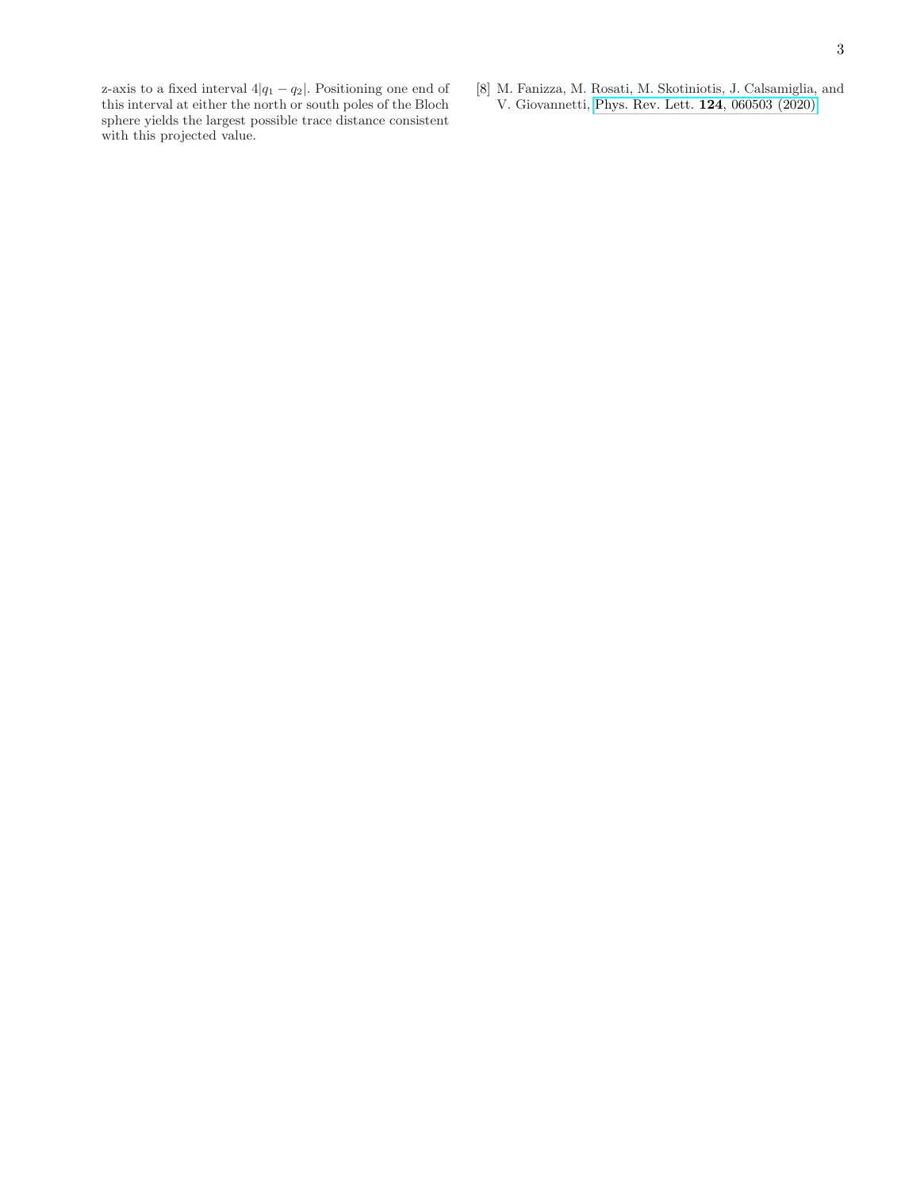z-axis to a fixed interval $4|q_1 - q_2|$. Positioning one end of this interval at either the north or south poles of the Bloch sphere yields the largest possible trace distance consistent with this projected value.

[8] M. Fanizza, M. Rosati, M. Skotiniotis, J. Calsamiglia, and V. Giovannetti, Phys. Rev. Lett. **124**, 060503 (2020).